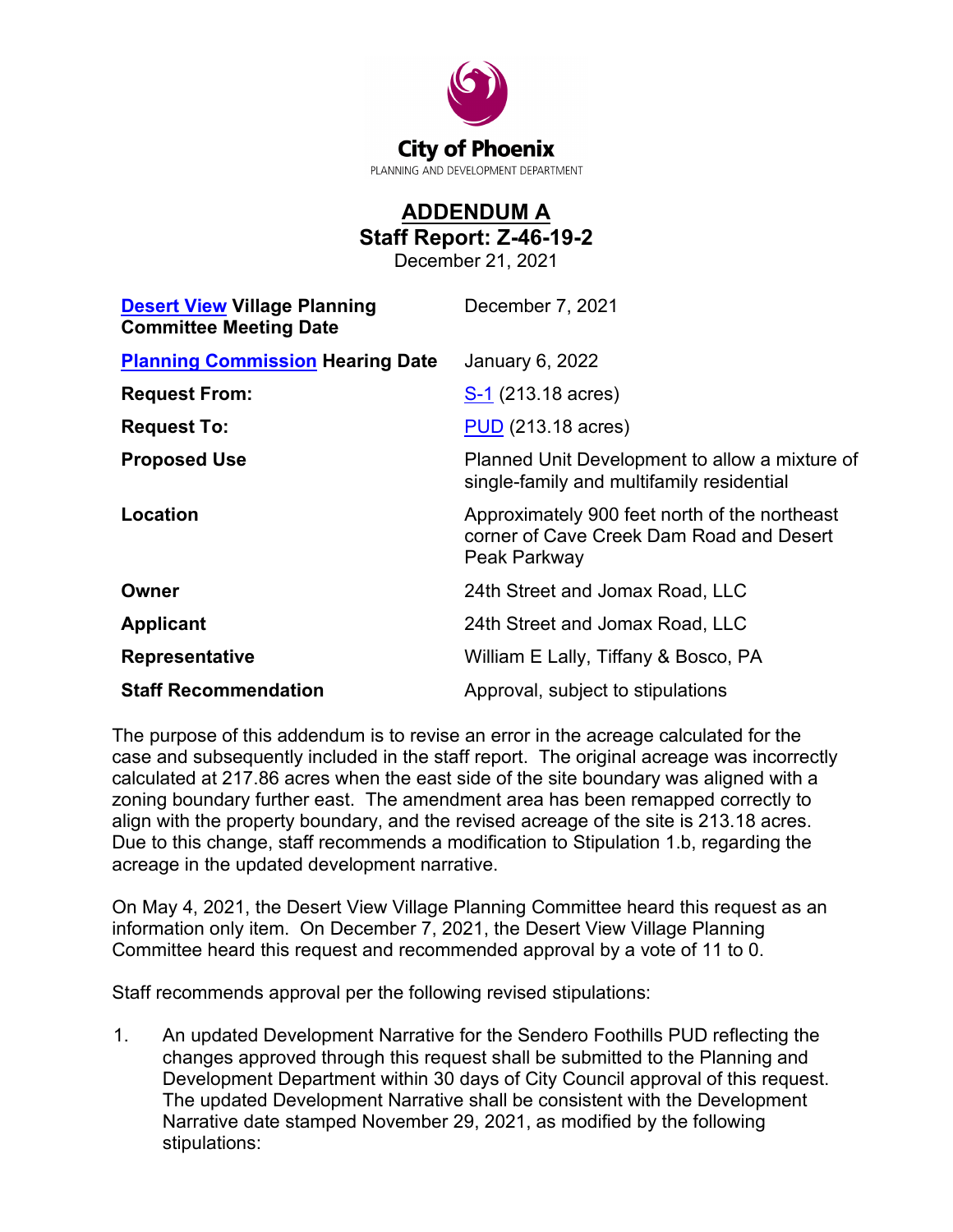City of Phoenix

PLANNING AND DEVELOPMENT DEPARTMENT

# ADDENDUM A
## Staff Report: Z-46-19-2
December 21, 2021

| | |
|---|---|
| **Desert View Village Planning Committee Meeting Date** | December 7, 2021 |
| **Planning Commission Hearing Date** | January 6, 2022 |
| **Request From:** | S-1 (213.18 acres) |
| **Request To:** | PUD (213.18 acres) |
| **Proposed Use** | Planned Unit Development to allow a mixture of single-family and multifamily residential |
| **Location** | Approximately 900 feet north of the northeast corner of Cave Creek Dam Road and Desert Peak Parkway |
| **Owner** | 24th Street and Jomax Road, LLC |
| **Applicant** | 24th Street and Jomax Road, LLC |
| **Representative** | William E Lally, Tiffany & Bosco, PA |
| **Staff Recommendation** | Approval, subject to stipulations |

The purpose of this addendum is to revise an error in the acreage calculated for the case and subsequently included in the staff report. The original acreage was incorrectly calculated at 217.86 acres when the east side of the site boundary was aligned with a zoning boundary further east. The amendment area has been remapped correctly to align with the property boundary, and the revised acreage of the site is 213.18 acres. Due to this change, staff recommends a modification to Stipulation 1.b, regarding the acreage in the updated development narrative.

On May 4, 2021, the Desert View Village Planning Committee heard this request as an information only item. On December 7, 2021, the Desert View Village Planning Committee heard this request and recommended approval by a vote of 11 to 0.

Staff recommends approval per the following revised stipulations:

1. An updated Development Narrative for the Sendero Foothills PUD reflecting the changes approved through this request shall be submitted to the Planning and Development Department within 30 days of City Council approval of this request. The updated Development Narrative shall be consistent with the Development Narrative date stamped November 29, 2021, as modified by the following stipulations: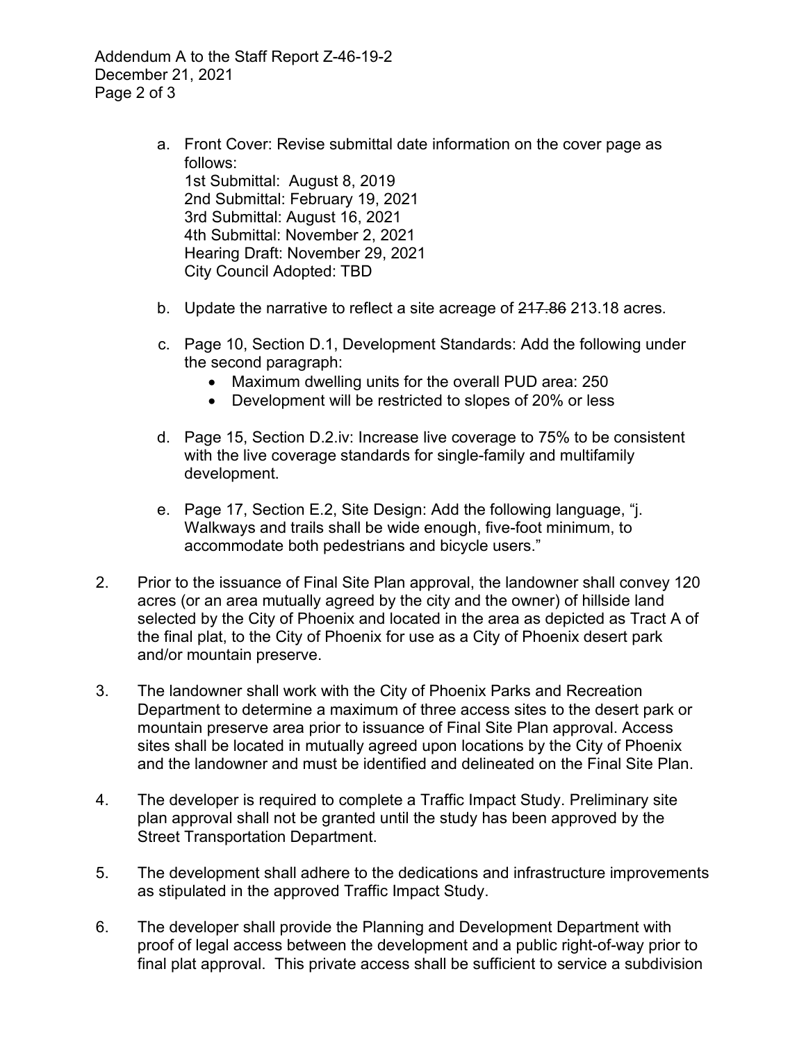a. Front Cover: Revise submittal date information on the cover page as follows:
   1st Submittal: August 8, 2019
   2nd Submittal: February 19, 2021
   3rd Submittal: August 16, 2021
   4th Submittal: November 2, 2021
   Hearing Draft: November 29, 2021
   City Council Adopted: TBD

b. Update the narrative to reflect a site acreage of ~~217.86~~ 213.18 acres.

c. Page 10, Section D.1, Development Standards: Add the following under the second paragraph:
   - Maximum dwelling units for the overall PUD area: 250
   - Development will be restricted to slopes of 20% or less

d. Page 15, Section D.2.iv: Increase live coverage to 75% to be consistent with the live coverage standards for single-family and multifamily development.

e. Page 17, Section E.2, Site Design: Add the following language, "j. Walkways and trails shall be wide enough, five-foot minimum, to accommodate both pedestrians and bicycle users."

2. Prior to the issuance of Final Site Plan approval, the landowner shall convey 120 acres (or an area mutually agreed by the city and the owner) of hillside land selected by the City of Phoenix and located in the area as depicted as Tract A of the final plat, to the City of Phoenix for use as a City of Phoenix desert park and/or mountain preserve.

3. The landowner shall work with the City of Phoenix Parks and Recreation Department to determine a maximum of three access sites to the desert park or mountain preserve area prior to issuance of Final Site Plan approval. Access sites shall be located in mutually agreed upon locations by the City of Phoenix and the landowner and must be identified and delineated on the Final Site Plan.

4. The developer is required to complete a Traffic Impact Study. Preliminary site plan approval shall not be granted until the study has been approved by the Street Transportation Department.

5. The development shall adhere to the dedications and infrastructure improvements as stipulated in the approved Traffic Impact Study.

6. The developer shall provide the Planning and Development Department with proof of legal access between the development and a public right-of-way prior to final plat approval. This private access shall be sufficient to service a subdivision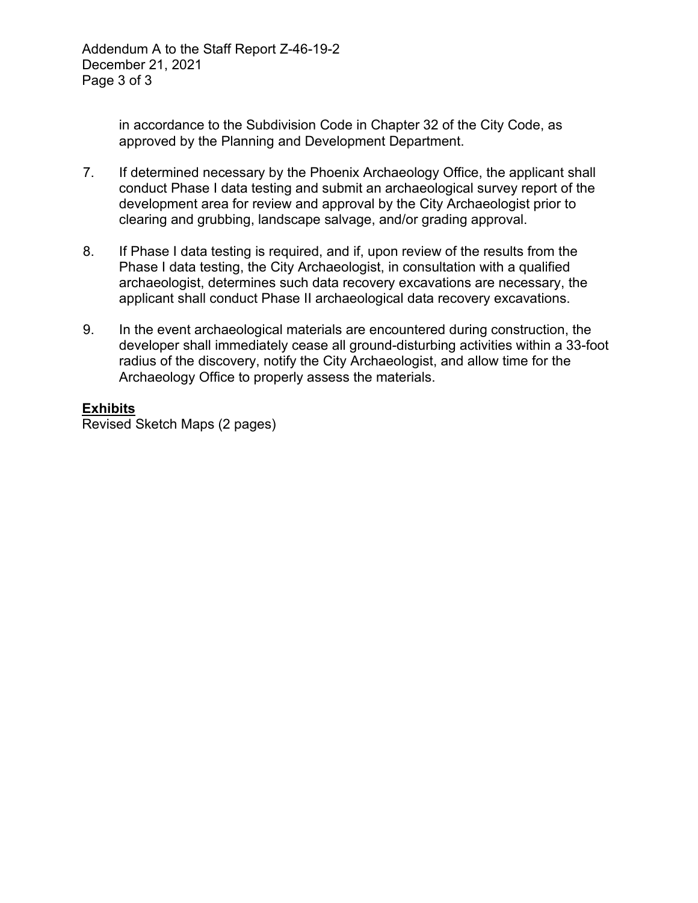in accordance to the Subdivision Code in Chapter 32 of the City Code, as approved by the Planning and Development Department.

7. If determined necessary by the Phoenix Archaeology Office, the applicant shall conduct Phase I data testing and submit an archaeological survey report of the development area for review and approval by the City Archaeologist prior to clearing and grubbing, landscape salvage, and/or grading approval.

8. If Phase I data testing is required, and if, upon review of the results from the Phase I data testing, the City Archaeologist, in consultation with a qualified archaeologist, determines such data recovery excavations are necessary, the applicant shall conduct Phase II archaeological data recovery excavations.

9. In the event archaeological materials are encountered during construction, the developer shall immediately cease all ground-disturbing activities within a 33-foot radius of the discovery, notify the City Archaeologist, and allow time for the Archaeology Office to properly assess the materials.

**Exhibits**

Revised Sketch Maps (2 pages)